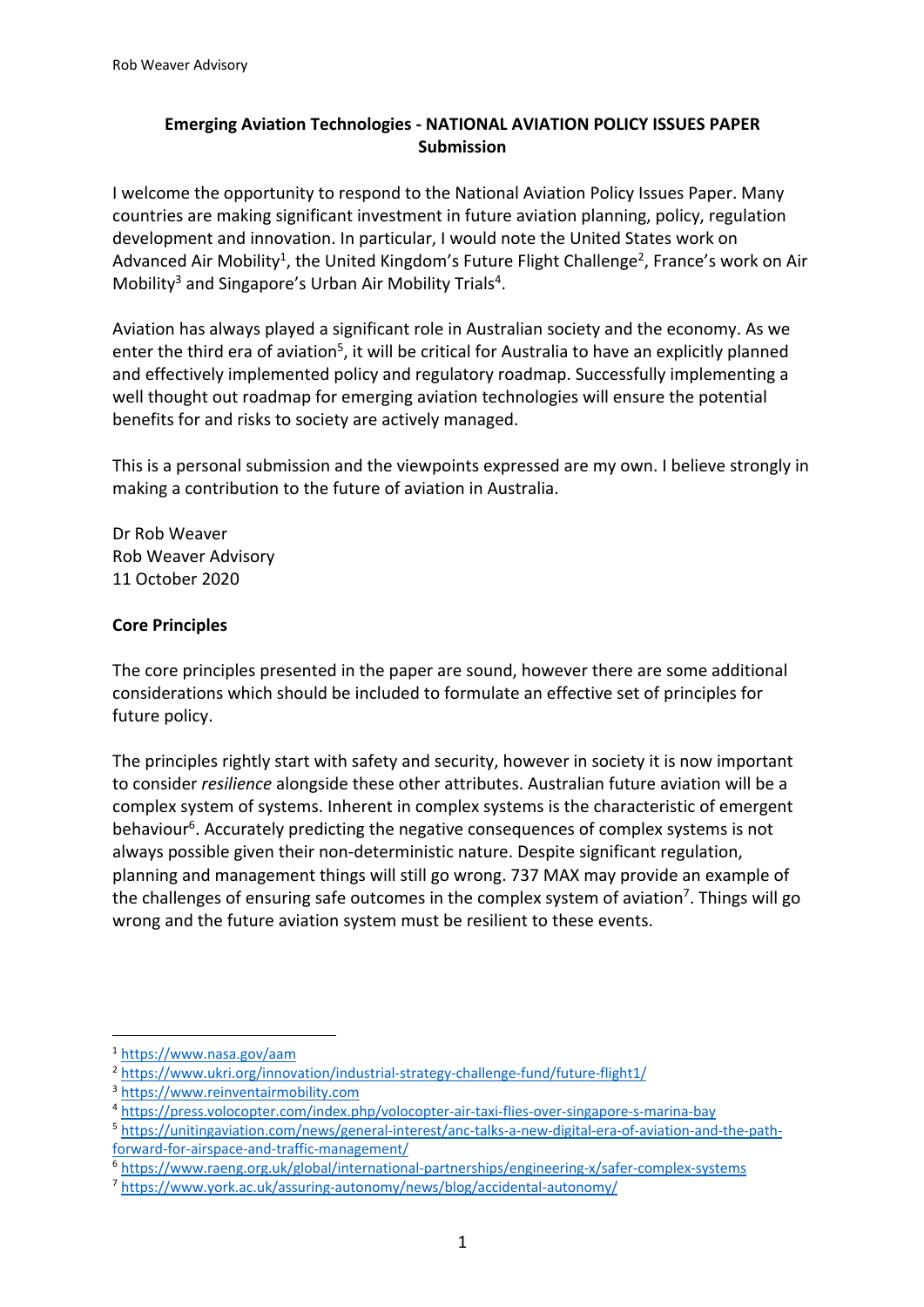**Emerging Aviation Technologies - NATIONAL AVIATION POLICY ISSUES PAPER Submission**

I welcome the opportunity to respond to the National Aviation Policy Issues Paper. Many countries are making significant investment in future aviation planning, policy, regulation development and innovation. In particular, I would note the United States work on Advanced Air Mobility[1], the United Kingdom's Future Flight Challenge[2], France's work on Air Mobility[3] and Singapore's Urban Air Mobility Trials[4].

Aviation has always played a significant role in Australian society and the economy. As we enter the third era of aviation[5], it will be critical for Australia to have an explicitly planned and effectively implemented policy and regulatory roadmap. Successfully implementing a well thought out roadmap for emerging aviation technologies will ensure the potential benefits for and risks to society are actively managed.

This is a personal submission and the viewpoints expressed are my own. I believe strongly in making a contribution to the future of aviation in Australia.

Dr Rob Weaver
Rob Weaver Advisory
11 October 2020

**Core Principles**

The core principles presented in the paper are sound, however there are some additional considerations which should be included to formulate an effective set of principles for future policy.

The principles rightly start with safety and security, however in society it is now important to consider *resilience* alongside these other attributes. Australian future aviation will be a complex system of systems. Inherent in complex systems is the characteristic of emergent behaviour[6]. Accurately predicting the negative consequences of complex systems is not always possible given their non-deterministic nature. Despite significant regulation, planning and management things will still go wrong. 737 MAX may provide an example of the challenges of ensuring safe outcomes in the complex system of aviation[7]. Things will go wrong and the future aviation system must be resilient to these events.

[1] https://www.nasa.gov/aam
[2] https://www.ukri.org/innovation/industrial-strategy-challenge-fund/future-flight1/
[3] https://www.reinventairmobility.com
[4] https://press.volocopter.com/index.php/volocopter-air-taxi-flies-over-singapore-s-marina-bay
[5] https://unitingaviation.com/news/general-interest/anc-talks-a-new-digital-era-of-aviation-and-the-path-forward-for-airspace-and-traffic-management/
[6] https://www.raeng.org.uk/global/international-partnerships/engineering-x/safer-complex-systems
[7] https://www.york.ac.uk/assuring-autonomy/news/blog/accidental-autonomy/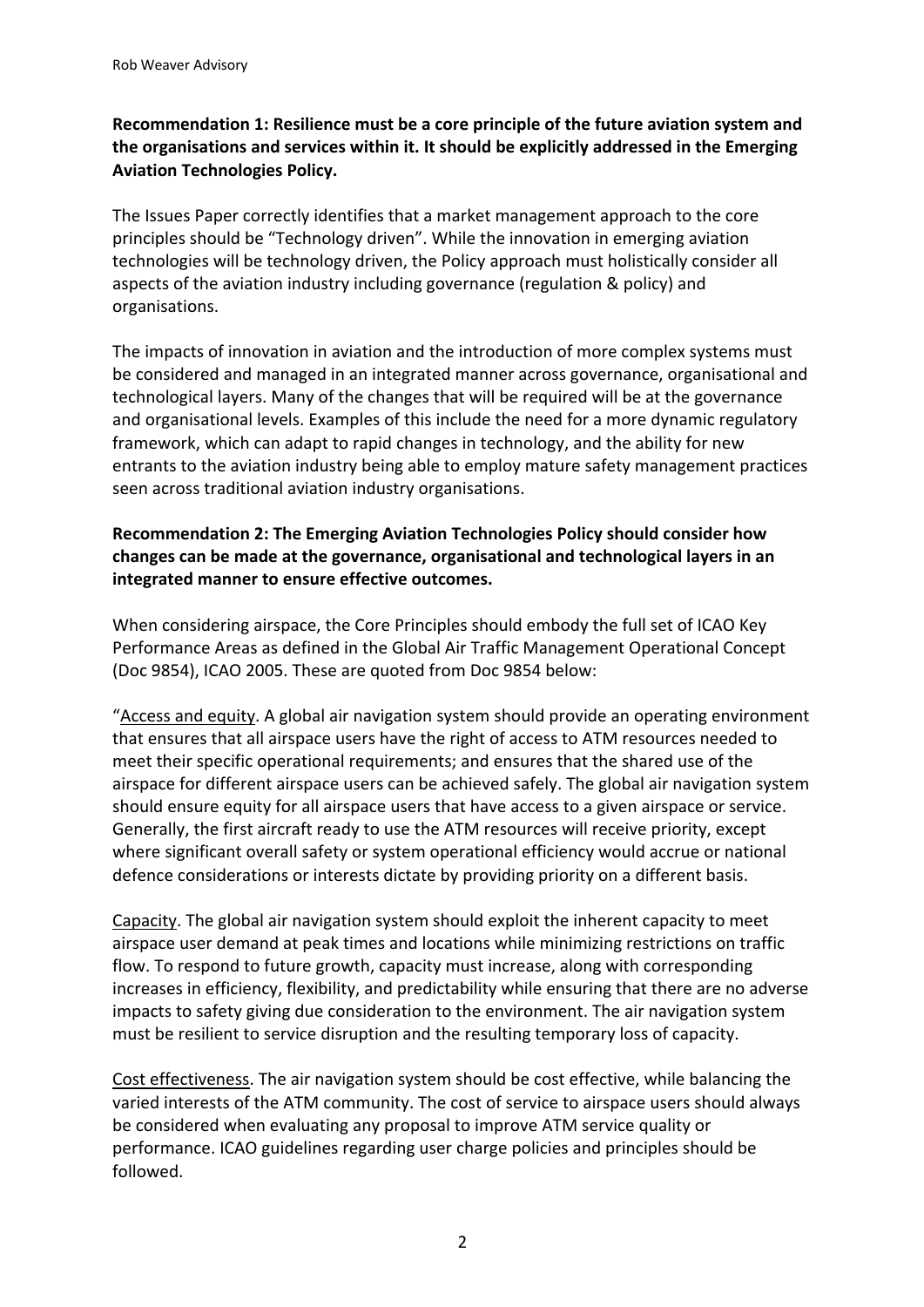**Recommendation 1: Resilience must be a core principle of the future aviation system and the organisations and services within it. It should be explicitly addressed in the Emerging Aviation Technologies Policy.**

The Issues Paper correctly identifies that a market management approach to the core principles should be "Technology driven". While the innovation in emerging aviation technologies will be technology driven, the Policy approach must holistically consider all aspects of the aviation industry including governance (regulation & policy) and organisations.

The impacts of innovation in aviation and the introduction of more complex systems must be considered and managed in an integrated manner across governance, organisational and technological layers. Many of the changes that will be required will be at the governance and organisational levels. Examples of this include the need for a more dynamic regulatory framework, which can adapt to rapid changes in technology, and the ability for new entrants to the aviation industry being able to employ mature safety management practices seen across traditional aviation industry organisations.

**Recommendation 2: The Emerging Aviation Technologies Policy should consider how changes can be made at the governance, organisational and technological layers in an integrated manner to ensure effective outcomes.**

When considering airspace, the Core Principles should embody the full set of ICAO Key Performance Areas as defined in the Global Air Traffic Management Operational Concept (Doc 9854), ICAO 2005. These are quoted from Doc 9854 below:

"Access and equity. A global air navigation system should provide an operating environment that ensures that all airspace users have the right of access to ATM resources needed to meet their specific operational requirements; and ensures that the shared use of the airspace for different airspace users can be achieved safely. The global air navigation system should ensure equity for all airspace users that have access to a given airspace or service. Generally, the first aircraft ready to use the ATM resources will receive priority, except where significant overall safety or system operational efficiency would accrue or national defence considerations or interests dictate by providing priority on a different basis.

Capacity. The global air navigation system should exploit the inherent capacity to meet airspace user demand at peak times and locations while minimizing restrictions on traffic flow. To respond to future growth, capacity must increase, along with corresponding increases in efficiency, flexibility, and predictability while ensuring that there are no adverse impacts to safety giving due consideration to the environment. The air navigation system must be resilient to service disruption and the resulting temporary loss of capacity.

Cost effectiveness. The air navigation system should be cost effective, while balancing the varied interests of the ATM community. The cost of service to airspace users should always be considered when evaluating any proposal to improve ATM service quality or performance. ICAO guidelines regarding user charge policies and principles should be followed.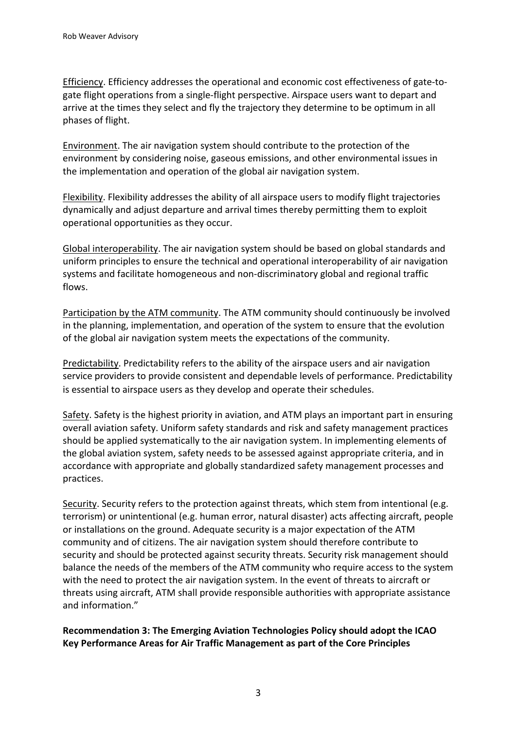Efficiency. Efficiency addresses the operational and economic cost effectiveness of gate-to-gate flight operations from a single-flight perspective. Airspace users want to depart and arrive at the times they select and fly the trajectory they determine to be optimum in all phases of flight.

Environment. The air navigation system should contribute to the protection of the environment by considering noise, gaseous emissions, and other environmental issues in the implementation and operation of the global air navigation system.

Flexibility. Flexibility addresses the ability of all airspace users to modify flight trajectories dynamically and adjust departure and arrival times thereby permitting them to exploit operational opportunities as they occur.

Global interoperability. The air navigation system should be based on global standards and uniform principles to ensure the technical and operational interoperability of air navigation systems and facilitate homogeneous and non-discriminatory global and regional traffic flows.

Participation by the ATM community. The ATM community should continuously be involved in the planning, implementation, and operation of the system to ensure that the evolution of the global air navigation system meets the expectations of the community.

Predictability. Predictability refers to the ability of the airspace users and air navigation service providers to provide consistent and dependable levels of performance. Predictability is essential to airspace users as they develop and operate their schedules.

Safety. Safety is the highest priority in aviation, and ATM plays an important part in ensuring overall aviation safety. Uniform safety standards and risk and safety management practices should be applied systematically to the air navigation system. In implementing elements of the global aviation system, safety needs to be assessed against appropriate criteria, and in accordance with appropriate and globally standardized safety management processes and practices.

Security. Security refers to the protection against threats, which stem from intentional (e.g. terrorism) or unintentional (e.g. human error, natural disaster) acts affecting aircraft, people or installations on the ground. Adequate security is a major expectation of the ATM community and of citizens. The air navigation system should therefore contribute to security and should be protected against security threats. Security risk management should balance the needs of the members of the ATM community who require access to the system with the need to protect the air navigation system. In the event of threats to aircraft or threats using aircraft, ATM shall provide responsible authorities with appropriate assistance and information."

**Recommendation 3: The Emerging Aviation Technologies Policy should adopt the ICAO Key Performance Areas for Air Traffic Management as part of the Core Principles**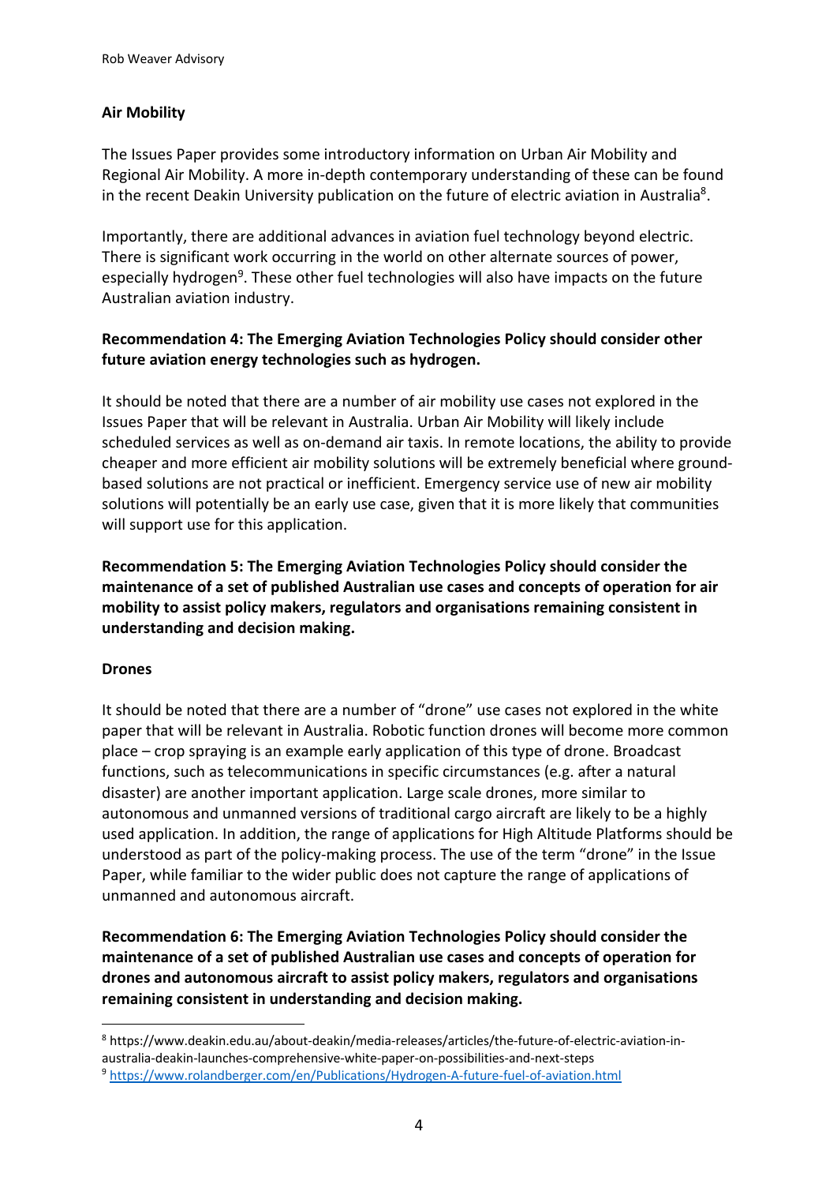**Air Mobility**

The Issues Paper provides some introductory information on Urban Air Mobility and Regional Air Mobility. A more in-depth contemporary understanding of these can be found in the recent Deakin University publication on the future of electric aviation in Australia[8].

Importantly, there are additional advances in aviation fuel technology beyond electric. There is significant work occurring in the world on other alternate sources of power, especially hydrogen[9]. These other fuel technologies will also have impacts on the future Australian aviation industry.

**Recommendation 4: The Emerging Aviation Technologies Policy should consider other future aviation energy technologies such as hydrogen.**

It should be noted that there are a number of air mobility use cases not explored in the Issues Paper that will be relevant in Australia. Urban Air Mobility will likely include scheduled services as well as on-demand air taxis. In remote locations, the ability to provide cheaper and more efficient air mobility solutions will be extremely beneficial where ground-based solutions are not practical or inefficient. Emergency service use of new air mobility solutions will potentially be an early use case, given that it is more likely that communities will support use for this application.

**Recommendation 5: The Emerging Aviation Technologies Policy should consider the maintenance of a set of published Australian use cases and concepts of operation for air mobility to assist policy makers, regulators and organisations remaining consistent in understanding and decision making.**

**Drones**

It should be noted that there are a number of "drone" use cases not explored in the white paper that will be relevant in Australia. Robotic function drones will become more common place – crop spraying is an example early application of this type of drone. Broadcast functions, such as telecommunications in specific circumstances (e.g. after a natural disaster) are another important application. Large scale drones, more similar to autonomous and unmanned versions of traditional cargo aircraft are likely to be a highly used application. In addition, the range of applications for High Altitude Platforms should be understood as part of the policy-making process. The use of the term "drone" in the Issue Paper, while familiar to the wider public does not capture the range of applications of unmanned and autonomous aircraft.

**Recommendation 6: The Emerging Aviation Technologies Policy should consider the maintenance of a set of published Australian use cases and concepts of operation for drones and autonomous aircraft to assist policy makers, regulators and organisations remaining consistent in understanding and decision making.**

---

[8] https://www.deakin.edu.au/about-deakin/media-releases/articles/the-future-of-electric-aviation-in-australia-deakin-launches-comprehensive-white-paper-on-possibilities-and-next-steps

[9] https://www.rolandberger.com/en/Publications/Hydrogen-A-future-fuel-of-aviation.html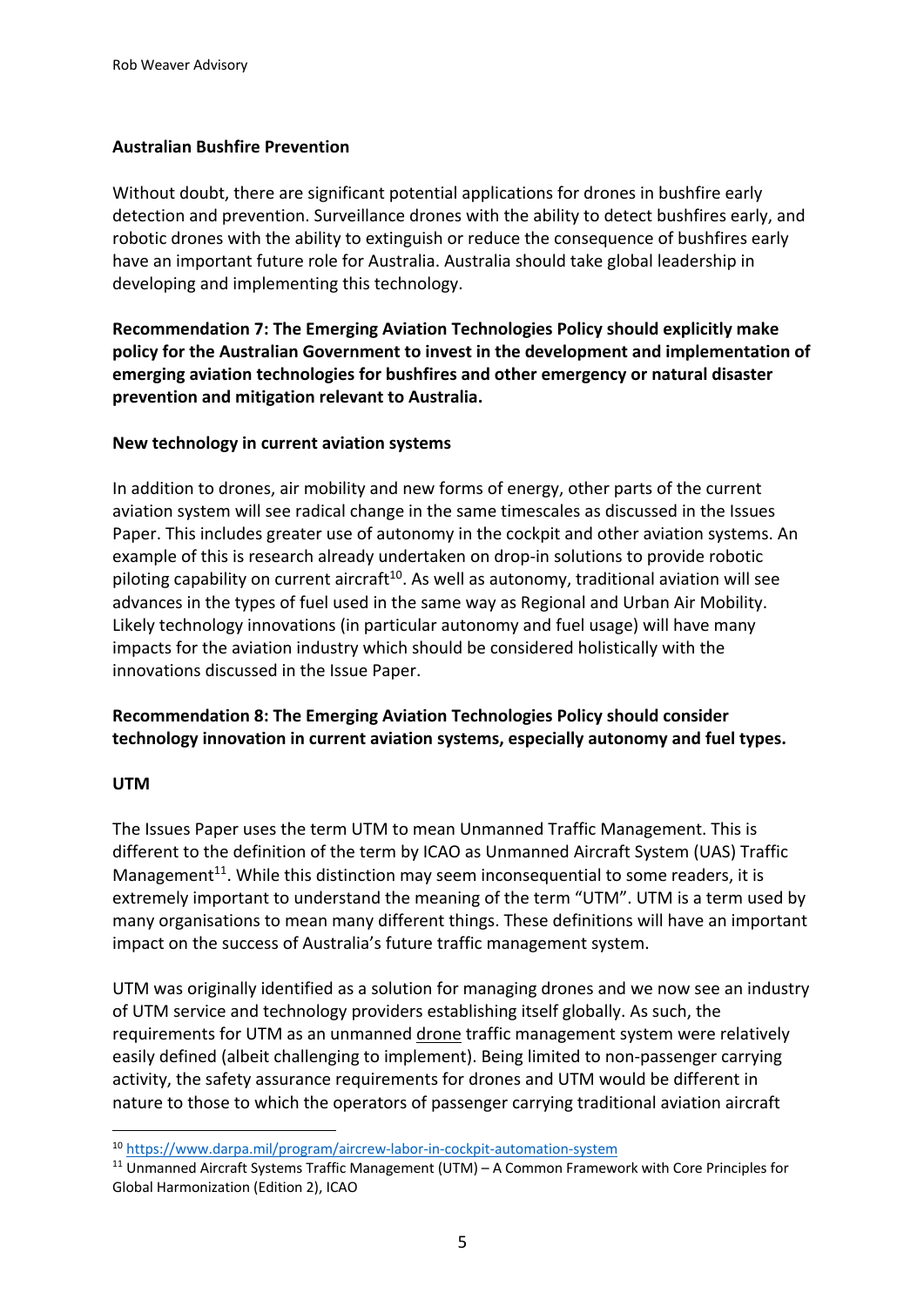**Australian Bushfire Prevention**

Without doubt, there are significant potential applications for drones in bushfire early detection and prevention. Surveillance drones with the ability to detect bushfires early, and robotic drones with the ability to extinguish or reduce the consequence of bushfires early have an important future role for Australia. Australia should take global leadership in developing and implementing this technology.

**Recommendation 7: The Emerging Aviation Technologies Policy should explicitly make policy for the Australian Government to invest in the development and implementation of emerging aviation technologies for bushfires and other emergency or natural disaster prevention and mitigation relevant to Australia.**

**New technology in current aviation systems**

In addition to drones, air mobility and new forms of energy, other parts of the current aviation system will see radical change in the same timescales as discussed in the Issues Paper. This includes greater use of autonomy in the cockpit and other aviation systems. An example of this is research already undertaken on drop-in solutions to provide robotic piloting capability on current aircraft[10]. As well as autonomy, traditional aviation will see advances in the types of fuel used in the same way as Regional and Urban Air Mobility. Likely technology innovations (in particular autonomy and fuel usage) will have many impacts for the aviation industry which should be considered holistically with the innovations discussed in the Issue Paper.

**Recommendation 8: The Emerging Aviation Technologies Policy should consider technology innovation in current aviation systems, especially autonomy and fuel types.**

**UTM**

The Issues Paper uses the term UTM to mean Unmanned Traffic Management. This is different to the definition of the term by ICAO as Unmanned Aircraft System (UAS) Traffic Management[11]. While this distinction may seem inconsequential to some readers, it is extremely important to understand the meaning of the term "UTM". UTM is a term used by many organisations to mean many different things. These definitions will have an important impact on the success of Australia's future traffic management system.

UTM was originally identified as a solution for managing drones and we now see an industry of UTM service and technology providers establishing itself globally. As such, the requirements for UTM as an unmanned drone traffic management system were relatively easily defined (albeit challenging to implement). Being limited to non-passenger carrying activity, the safety assurance requirements for drones and UTM would be different in nature to those to which the operators of passenger carrying traditional aviation aircraft

[10] https://www.darpa.mil/program/aircrew-labor-in-cockpit-automation-system

[11] Unmanned Aircraft Systems Traffic Management (UTM) – A Common Framework with Core Principles for Global Harmonization (Edition 2), ICAO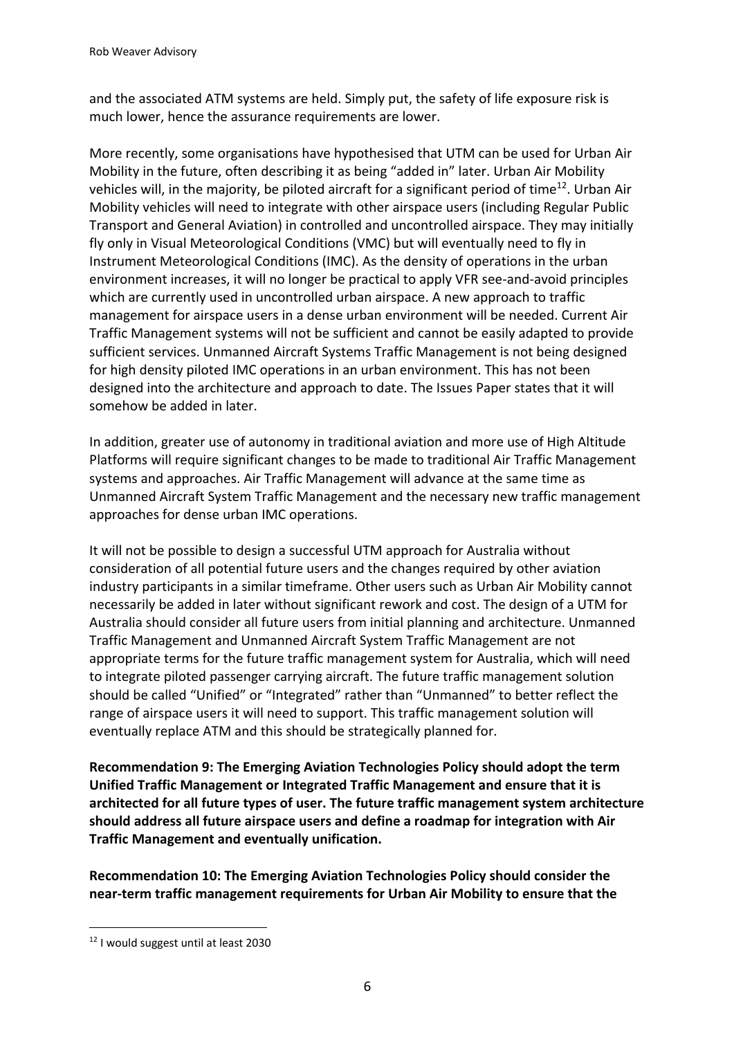and the associated ATM systems are held. Simply put, the safety of life exposure risk is much lower, hence the assurance requirements are lower.

More recently, some organisations have hypothesised that UTM can be used for Urban Air Mobility in the future, often describing it as being "added in" later. Urban Air Mobility vehicles will, in the majority, be piloted aircraft for a significant period of time[12]. Urban Air Mobility vehicles will need to integrate with other airspace users (including Regular Public Transport and General Aviation) in controlled and uncontrolled airspace. They may initially fly only in Visual Meteorological Conditions (VMC) but will eventually need to fly in Instrument Meteorological Conditions (IMC). As the density of operations in the urban environment increases, it will no longer be practical to apply VFR see-and-avoid principles which are currently used in uncontrolled urban airspace. A new approach to traffic management for airspace users in a dense urban environment will be needed. Current Air Traffic Management systems will not be sufficient and cannot be easily adapted to provide sufficient services. Unmanned Aircraft Systems Traffic Management is not being designed for high density piloted IMC operations in an urban environment. This has not been designed into the architecture and approach to date. The Issues Paper states that it will somehow be added in later.

In addition, greater use of autonomy in traditional aviation and more use of High Altitude Platforms will require significant changes to be made to traditional Air Traffic Management systems and approaches. Air Traffic Management will advance at the same time as Unmanned Aircraft System Traffic Management and the necessary new traffic management approaches for dense urban IMC operations.

It will not be possible to design a successful UTM approach for Australia without consideration of all potential future users and the changes required by other aviation industry participants in a similar timeframe. Other users such as Urban Air Mobility cannot necessarily be added in later without significant rework and cost. The design of a UTM for Australia should consider all future users from initial planning and architecture. Unmanned Traffic Management and Unmanned Aircraft System Traffic Management are not appropriate terms for the future traffic management system for Australia, which will need to integrate piloted passenger carrying aircraft. The future traffic management solution should be called "Unified" or "Integrated" rather than "Unmanned" to better reflect the range of airspace users it will need to support. This traffic management solution will eventually replace ATM and this should be strategically planned for.

**Recommendation 9: The Emerging Aviation Technologies Policy should adopt the term Unified Traffic Management or Integrated Traffic Management and ensure that it is architected for all future types of user. The future traffic management system architecture should address all future airspace users and define a roadmap for integration with Air Traffic Management and eventually unification.**

**Recommendation 10: The Emerging Aviation Technologies Policy should consider the near-term traffic management requirements for Urban Air Mobility to ensure that the**

[12] I would suggest until at least 2030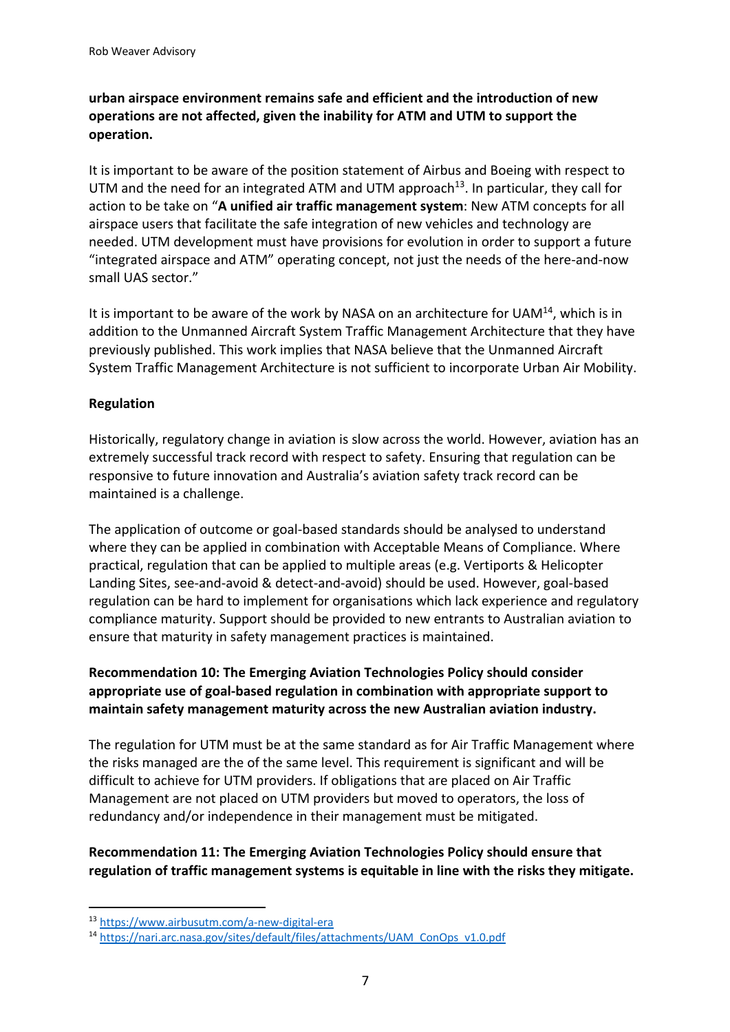**urban airspace environment remains safe and efficient and the introduction of new operations are not affected, given the inability for ATM and UTM to support the operation.**

It is important to be aware of the position statement of Airbus and Boeing with respect to UTM and the need for an integrated ATM and UTM approach[13]. In particular, they call for action to be take on "**A unified air traffic management system**: New ATM concepts for all airspace users that facilitate the safe integration of new vehicles and technology are needed. UTM development must have provisions for evolution in order to support a future "integrated airspace and ATM" operating concept, not just the needs of the here-and-now small UAS sector."

It is important to be aware of the work by NASA on an architecture for UAM[14], which is in addition to the Unmanned Aircraft System Traffic Management Architecture that they have previously published. This work implies that NASA believe that the Unmanned Aircraft System Traffic Management Architecture is not sufficient to incorporate Urban Air Mobility.

**Regulation**

Historically, regulatory change in aviation is slow across the world. However, aviation has an extremely successful track record with respect to safety. Ensuring that regulation can be responsive to future innovation and Australia's aviation safety track record can be maintained is a challenge.

The application of outcome or goal-based standards should be analysed to understand where they can be applied in combination with Acceptable Means of Compliance. Where practical, regulation that can be applied to multiple areas (e.g. Vertiports & Helicopter Landing Sites, see-and-avoid & detect-and-avoid) should be used. However, goal-based regulation can be hard to implement for organisations which lack experience and regulatory compliance maturity. Support should be provided to new entrants to Australian aviation to ensure that maturity in safety management practices is maintained.

**Recommendation 10: The Emerging Aviation Technologies Policy should consider appropriate use of goal-based regulation in combination with appropriate support to maintain safety management maturity across the new Australian aviation industry.**

The regulation for UTM must be at the same standard as for Air Traffic Management where the risks managed are the of the same level. This requirement is significant and will be difficult to achieve for UTM providers. If obligations that are placed on Air Traffic Management are not placed on UTM providers but moved to operators, the loss of redundancy and/or independence in their management must be mitigated.

**Recommendation 11: The Emerging Aviation Technologies Policy should ensure that regulation of traffic management systems is equitable in line with the risks they mitigate.**

[13] https://www.airbusutm.com/a-new-digital-era

[14] https://nari.arc.nasa.gov/sites/default/files/attachments/UAM_ConOps_v1.0.pdf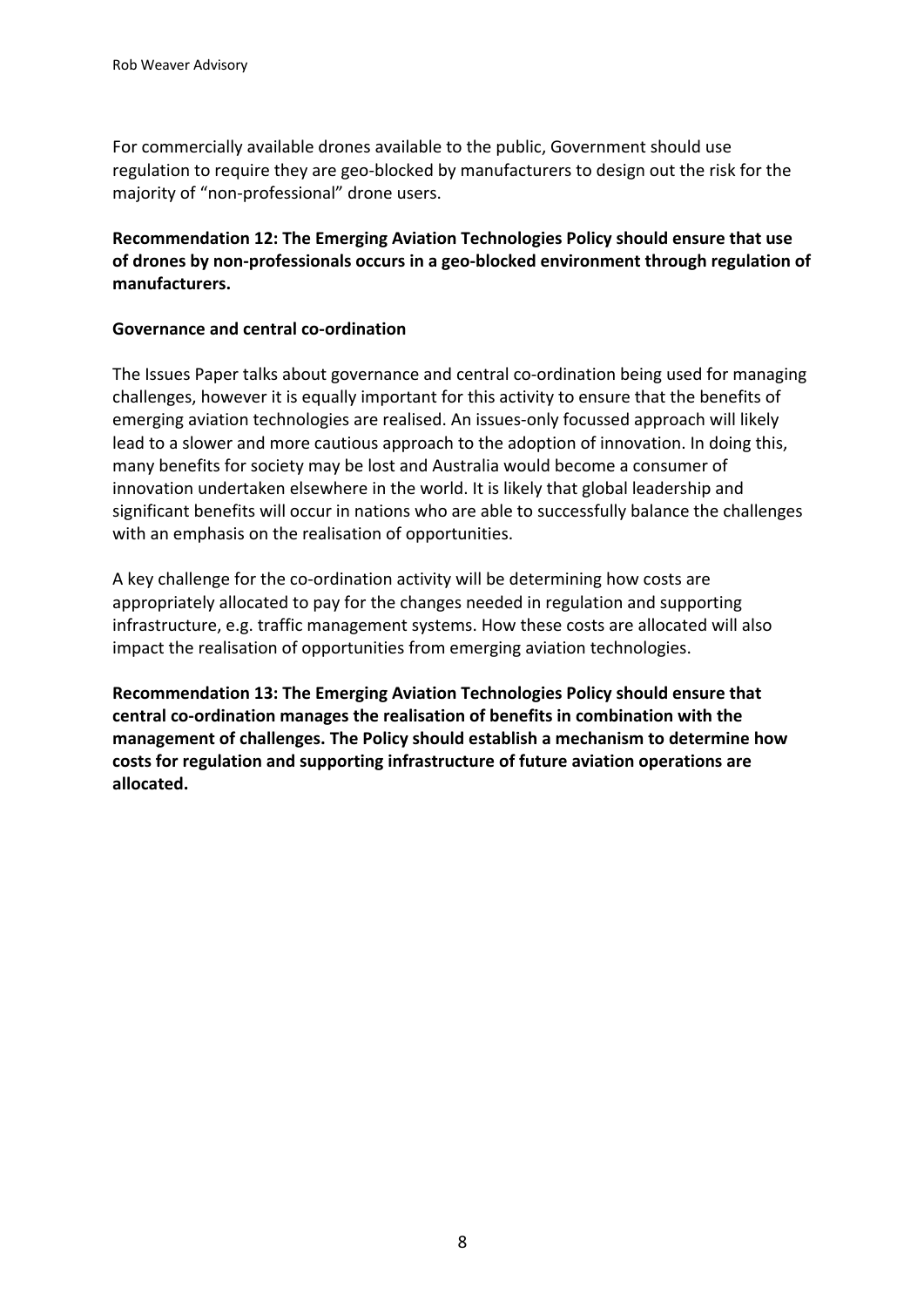For commercially available drones available to the public, Government should use regulation to require they are geo-blocked by manufacturers to design out the risk for the majority of "non-professional" drone users.

**Recommendation 12: The Emerging Aviation Technologies Policy should ensure that use of drones by non-professionals occurs in a geo-blocked environment through regulation of manufacturers.**

**Governance and central co-ordination**

The Issues Paper talks about governance and central co-ordination being used for managing challenges, however it is equally important for this activity to ensure that the benefits of emerging aviation technologies are realised. An issues-only focussed approach will likely lead to a slower and more cautious approach to the adoption of innovation. In doing this, many benefits for society may be lost and Australia would become a consumer of innovation undertaken elsewhere in the world. It is likely that global leadership and significant benefits will occur in nations who are able to successfully balance the challenges with an emphasis on the realisation of opportunities.

A key challenge for the co-ordination activity will be determining how costs are appropriately allocated to pay for the changes needed in regulation and supporting infrastructure, e.g. traffic management systems. How these costs are allocated will also impact the realisation of opportunities from emerging aviation technologies.

**Recommendation 13: The Emerging Aviation Technologies Policy should ensure that central co-ordination manages the realisation of benefits in combination with the management of challenges. The Policy should establish a mechanism to determine how costs for regulation and supporting infrastructure of future aviation operations are allocated.**